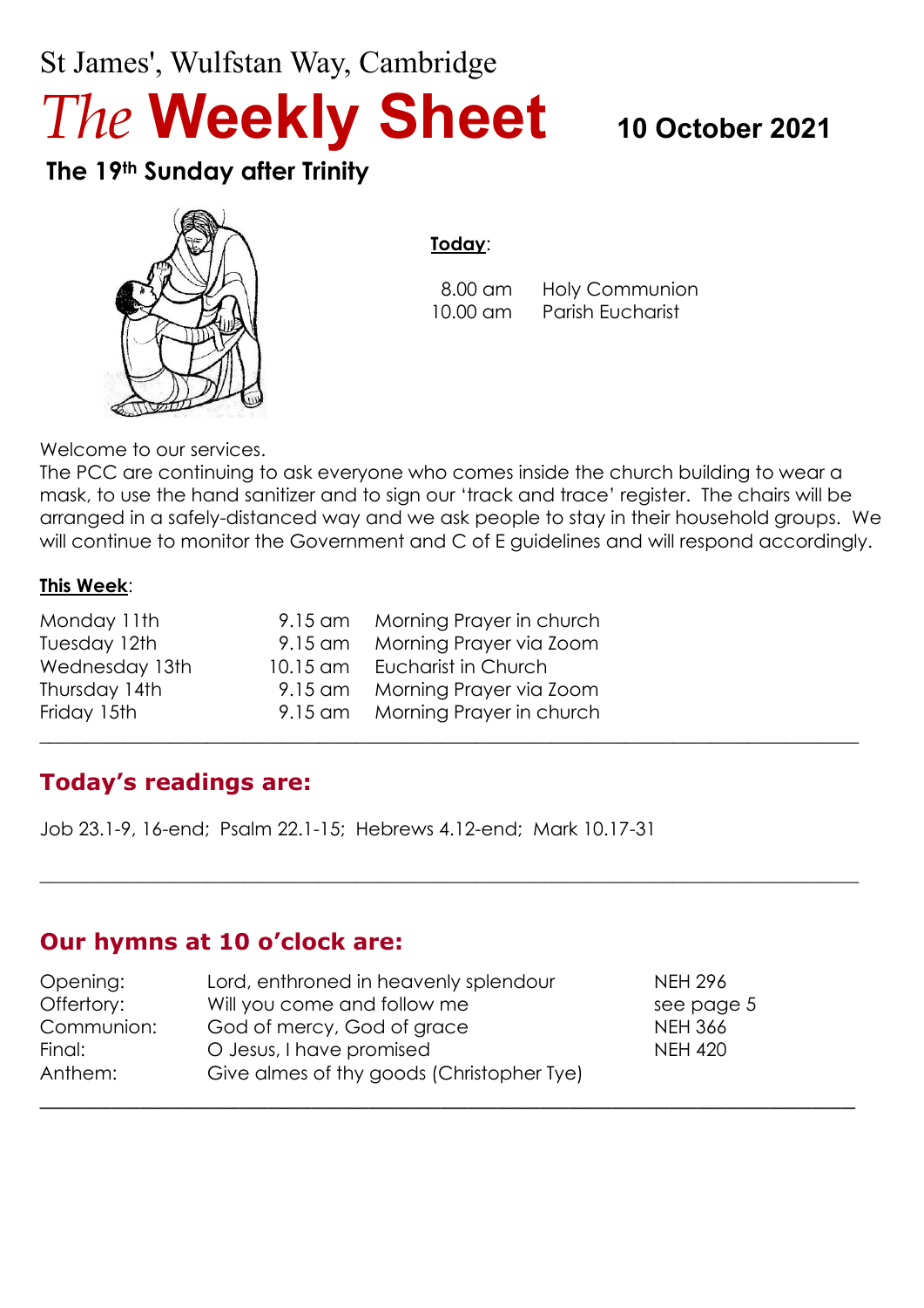St James', Wulfstan Way, Cambridge

# *The* Weekly Sheet

**10 October 2021**

## The 19th Sunday after Trinity

**Today**:

| | |
|---|---|
| 8.00 am | Holy Communion |
| 10.00 am | Parish Eucharist |

Welcome to our services.
The PCC are continuing to ask everyone who comes inside the church building to wear a mask, to use the hand sanitizer and to sign our 'track and trace' register. The chairs will be arranged in a safely-distanced way and we ask people to stay in their household groups. We will continue to monitor the Government and C of E guidelines and will respond accordingly.

**This Week**:

| | | |
|---|---|---|
| Monday 11th | 9.15 am | Morning Prayer in church |
| Tuesday 12th | 9.15 am | Morning Prayer via Zoom |
| Wednesday 13th | 10.15 am | Eucharist in Church |
| Thursday 14th | 9.15 am | Morning Prayer via Zoom |
| Friday 15th | 9.15 am | Morning Prayer in church |

---

## Today's readings are:

Job 23.1-9, 16-end; Psalm 22.1-15; Hebrews 4.12-end; Mark 10.17-31

---

## Our hymns at 10 o'clock are:

| | | |
|---|---|---|
| Opening: | Lord, enthroned in heavenly splendour | NEH 296 |
| Offertory: | Will you come and follow me | see page 5 |
| Communion: | God of mercy, God of grace | NEH 366 |
| Final: | O Jesus, I have promised | NEH 420 |
| Anthem: | Give almes of thy goods (Christopher Tye) | |

---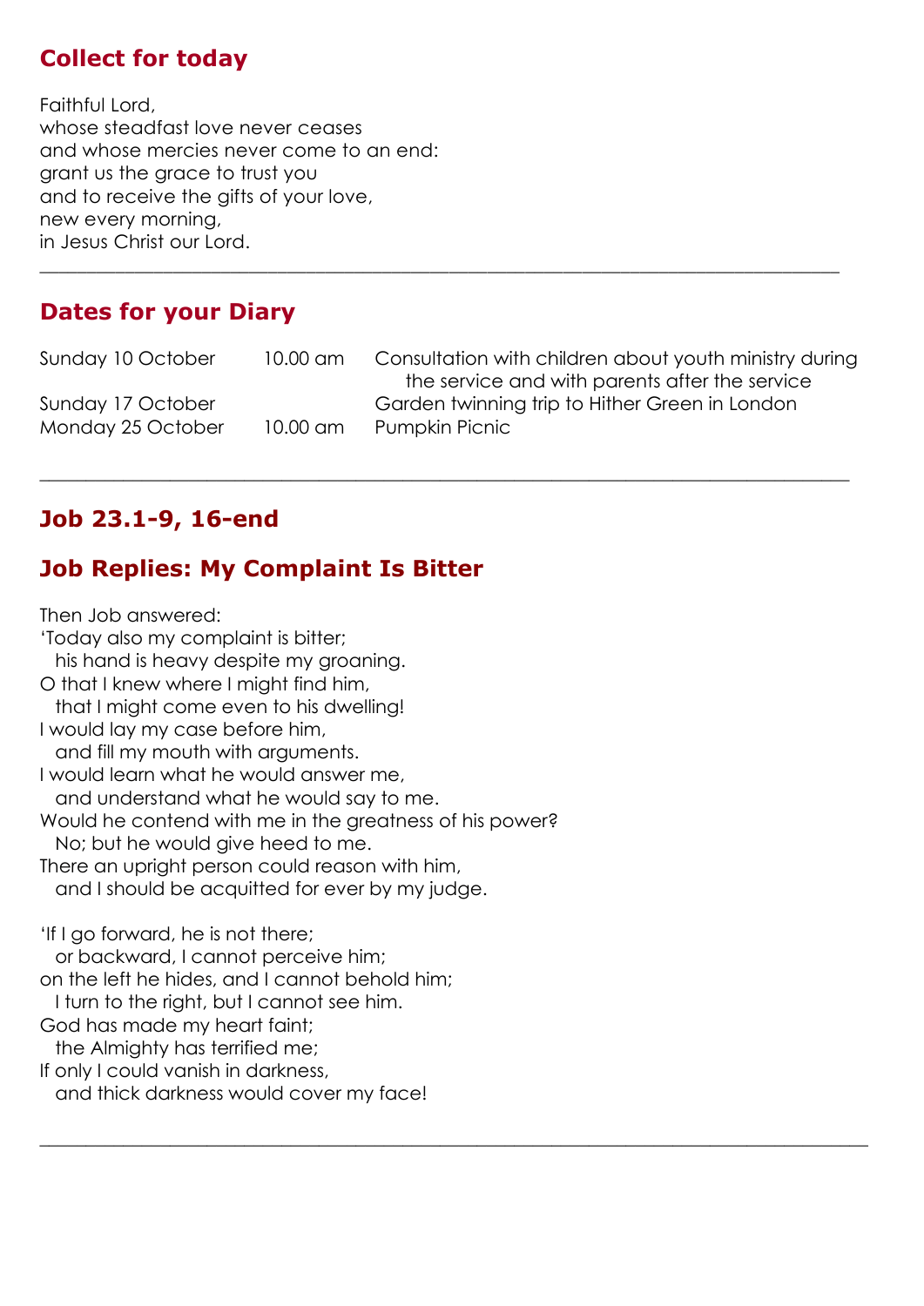## Collect for today

Faithful Lord,
whose steadfast love never ceases
and whose mercies never come to an end:
grant us the grace to trust you
and to receive the gifts of your love,
new every morning,
in Jesus Christ our Lord.

---

## Dates for your Diary

| | | |
|---|---|---|
| Sunday 10 October | 10.00 am | Consultation with children about youth ministry during the service and with parents after the service |
| Sunday 17 October | | Garden twinning trip to Hither Green in London |
| Monday 25 October | 10.00 am | Pumpkin Picnic |

---

## Job 23.1-9, 16-end

## Job Replies: My Complaint Is Bitter

Then Job answered:
'Today also my complaint is bitter;
  his hand is heavy despite my groaning.
O that I knew where I might find him,
  that I might come even to his dwelling!
I would lay my case before him,
  and fill my mouth with arguments.
I would learn what he would answer me,
  and understand what he would say to me.
Would he contend with me in the greatness of his power?
  No; but he would give heed to me.
There an upright person could reason with him,
  and I should be acquitted for ever by my judge.

'If I go forward, he is not there;
  or backward, I cannot perceive him;
on the left he hides, and I cannot behold him;
  I turn to the right, but I cannot see him.
God has made my heart faint;
  the Almighty has terrified me;
If only I could vanish in darkness,
  and thick darkness would cover my face!

---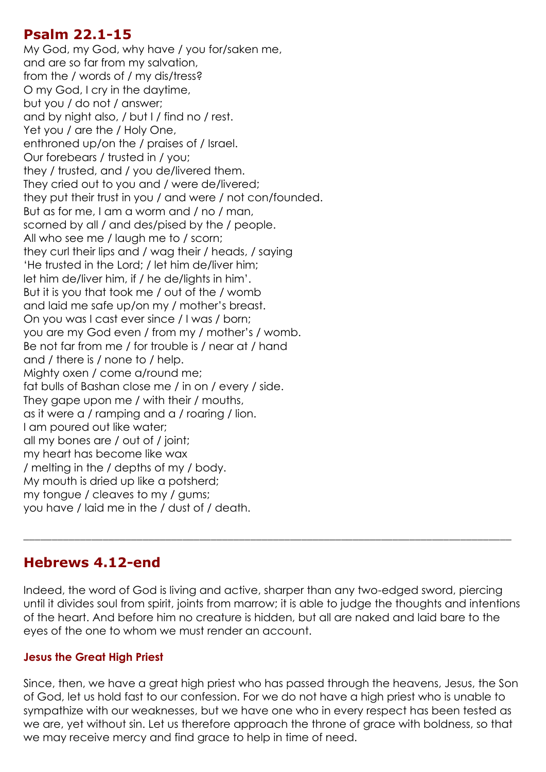## Psalm 22.1-15

My God, my God, why have / you for/saken me,
and are so far from my salvation,
from the / words of / my dis/tress?
O my God, I cry in the daytime,
but you / do not / answer;
and by night also, / but I / find no / rest.
Yet you / are the / Holy One,
enthroned up/on the / praises of / Israel.
Our forebears / trusted in / you;
they / trusted, and / you de/livered them.
They cried out to you and / were de/livered;
they put their trust in you / and were / not con/founded.
But as for me, I am a worm and / no / man,
scorned by all / and des/pised by the / people.
All who see me / laugh me to / scorn;
they curl their lips and / wag their / heads, / saying
'He trusted in the Lord; / let him de/liver him;
let him de/liver him, if / he de/lights in him'.
But it is you that took me / out of the / womb
and laid me safe up/on my / mother's breast.
On you was I cast ever since / I was / born;
you are my God even / from my / mother's / womb.
Be not far from me / for trouble is / near at / hand
and / there is / none to / help.
Mighty oxen / come a/round me;
fat bulls of Bashan close me / in on / every / side.
They gape upon me / with their / mouths,
as it were a / ramping and a / roaring / lion.
I am poured out like water;
all my bones are / out of / joint;
my heart has become like wax
/ melting in the / depths of my / body.
My mouth is dried up like a potsherd;
my tongue / cleaves to my / gums;
you have / laid me in the / dust of / death.

---

## Hebrews 4.12-end

Indeed, the word of God is living and active, sharper than any two-edged sword, piercing until it divides soul from spirit, joints from marrow; it is able to judge the thoughts and intentions of the heart. And before him no creature is hidden, but all are naked and laid bare to the eyes of the one to whom we must render an account.

#### Jesus the Great High Priest

Since, then, we have a great high priest who has passed through the heavens, Jesus, the Son of God, let us hold fast to our confession. For we do not have a high priest who is unable to sympathize with our weaknesses, but we have one who in every respect has been tested as we are, yet without sin. Let us therefore approach the throne of grace with boldness, so that we may receive mercy and find grace to help in time of need.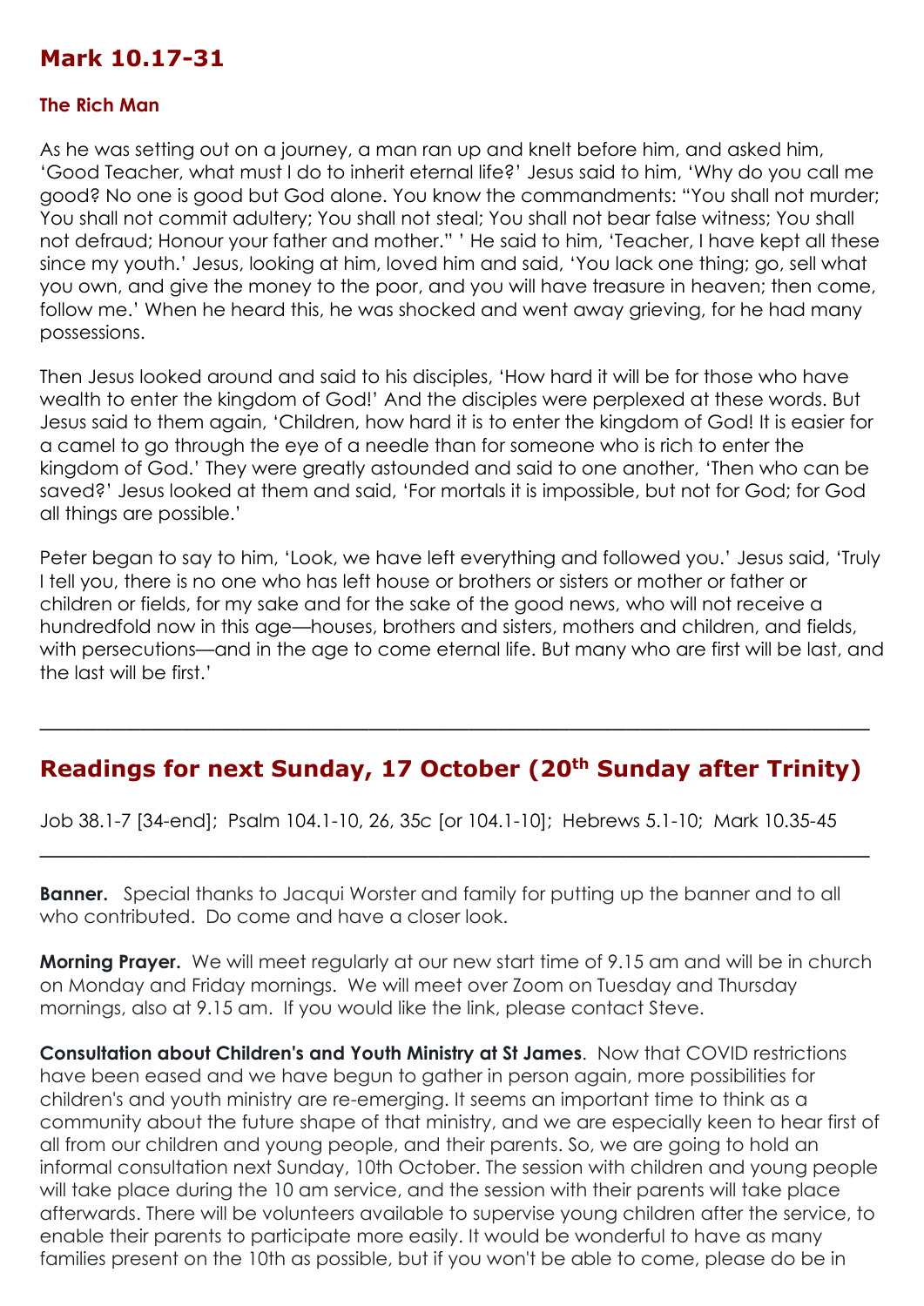## Mark 10.17-31

### The Rich Man

As he was setting out on a journey, a man ran up and knelt before him, and asked him, 'Good Teacher, what must I do to inherit eternal life?' Jesus said to him, 'Why do you call me good? No one is good but God alone. You know the commandments: "You shall not murder; You shall not commit adultery; You shall not steal; You shall not bear false witness; You shall not defraud; Honour your father and mother." ' He said to him, 'Teacher, I have kept all these since my youth.' Jesus, looking at him, loved him and said, 'You lack one thing; go, sell what you own, and give the money to the poor, and you will have treasure in heaven; then come, follow me.' When he heard this, he was shocked and went away grieving, for he had many possessions.

Then Jesus looked around and said to his disciples, 'How hard it will be for those who have wealth to enter the kingdom of God!' And the disciples were perplexed at these words. But Jesus said to them again, 'Children, how hard it is to enter the kingdom of God! It is easier for a camel to go through the eye of a needle than for someone who is rich to enter the kingdom of God.' They were greatly astounded and said to one another, 'Then who can be saved?' Jesus looked at them and said, 'For mortals it is impossible, but not for God; for God all things are possible.'

Peter began to say to him, 'Look, we have left everything and followed you.' Jesus said, 'Truly I tell you, there is no one who has left house or brothers or sisters or mother or father or children or fields, for my sake and for the sake of the good news, who will not receive a hundredfold now in this age—houses, brothers and sisters, mothers and children, and fields, with persecutions—and in the age to come eternal life. But many who are first will be last, and the last will be first.'

---

## Readings for next Sunday, 17 October (20th Sunday after Trinity)

Job 38.1-7 [34-end]; Psalm 104.1-10, 26, 35c [or 104.1-10]; Hebrews 5.1-10; Mark 10.35-45

---

**Banner.** Special thanks to Jacqui Worster and family for putting up the banner and to all who contributed. Do come and have a closer look.

**Morning Prayer.** We will meet regularly at our new start time of 9.15 am and will be in church on Monday and Friday mornings. We will meet over Zoom on Tuesday and Thursday mornings, also at 9.15 am. If you would like the link, please contact Steve.

**Consultation about Children's and Youth Ministry at St James**. Now that COVID restrictions have been eased and we have begun to gather in person again, more possibilities for children's and youth ministry are re-emerging. It seems an important time to think as a community about the future shape of that ministry, and we are especially keen to hear first of all from our children and young people, and their parents. So, we are going to hold an informal consultation next Sunday, 10th October. The session with children and young people will take place during the 10 am service, and the session with their parents will take place afterwards. There will be volunteers available to supervise young children after the service, to enable their parents to participate more easily. It would be wonderful to have as many families present on the 10th as possible, but if you won't be able to come, please do be in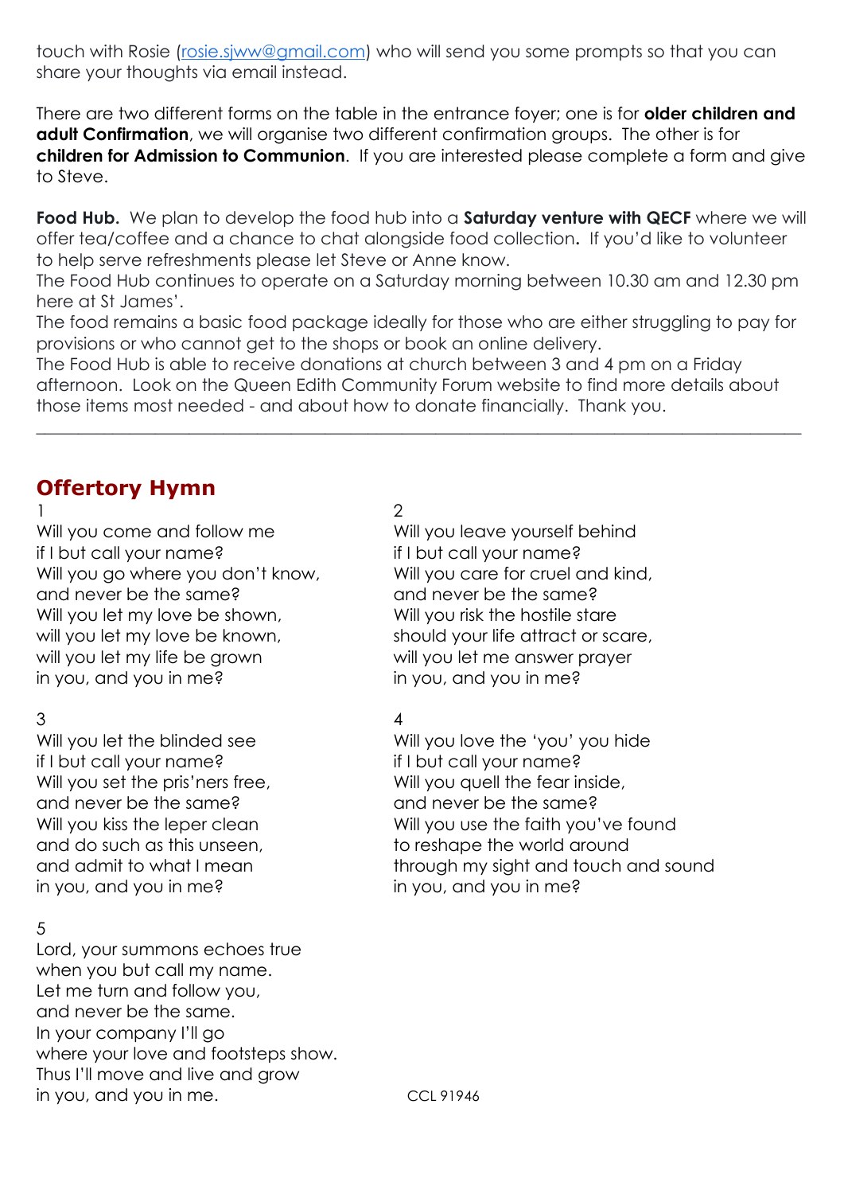touch with Rosie (rosie.sjww@gmail.com) who will send you some prompts so that you can share your thoughts via email instead.

There are two different forms on the table in the entrance foyer; one is for **older children and adult Confirmation**, we will organise two different confirmation groups. The other is for **children for Admission to Communion**. If you are interested please complete a form and give to Steve.

**Food Hub.** We plan to develop the food hub into a **Saturday venture with QECF** where we will offer tea/coffee and a chance to chat alongside food collection**.** If you'd like to volunteer to help serve refreshments please let Steve or Anne know.
The Food Hub continues to operate on a Saturday morning between 10.30 am and 12.30 pm here at St James'.
The food remains a basic food package ideally for those who are either struggling to pay for provisions or who cannot get to the shops or book an online delivery.
The Food Hub is able to receive donations at church between 3 and 4 pm on a Friday afternoon. Look on the Queen Edith Community Forum website to find more details about those items most needed - and about how to donate financially. Thank you.

---

## Offertory Hymn

1
Will you come and follow me
if I but call your name?
Will you go where you don't know,
and never be the same?
Will you let my love be shown,
will you let my love be known,
will you let my life be grown
in you, and you in me?

2
Will you leave yourself behind
if I but call your name?
Will you care for cruel and kind,
and never be the same?
Will you risk the hostile stare
should your life attract or scare,
will you let me answer prayer
in you, and you in me?

3
Will you let the blinded see
if I but call your name?
Will you set the pris'ners free,
and never be the same?
Will you kiss the leper clean
and do such as this unseen,
and admit to what I mean
in you, and you in me?

4
Will you love the 'you' you hide
if I but call your name?
Will you quell the fear inside,
and never be the same?
Will you use the faith you've found
to reshape the world around
through my sight and touch and sound
in you, and you in me?

5
Lord, your summons echoes true
when you but call my name.
Let me turn and follow you,
and never be the same.
In your company I'll go
where your love and footsteps show.
Thus I'll move and live and grow
in you, and you in me.

CCL 91946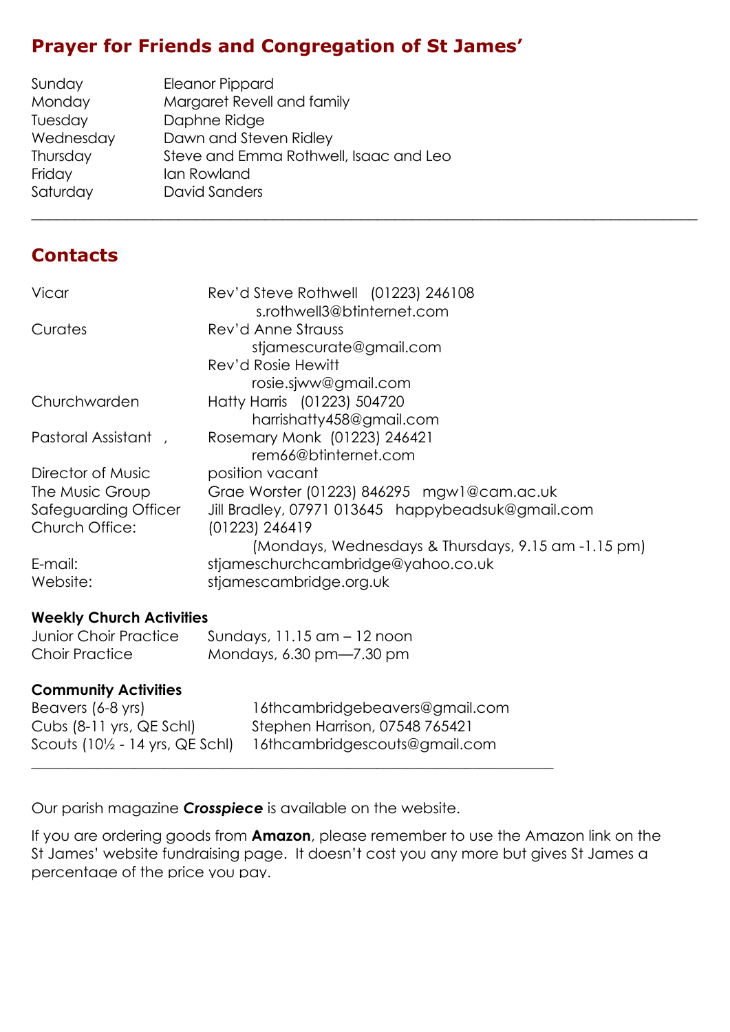## Prayer for Friends and Congregation of St James'

| | |
|---|---|
| Sunday | Eleanor Pippard |
| Monday | Margaret Revell and family |
| Tuesday | Daphne Ridge |
| Wednesday | Dawn and Steven Ridley |
| Thursday | Steve and Emma Rothwell, Isaac and Leo |
| Friday | Ian Rowland |
| Saturday | David Sanders |

---

## Contacts

| | |
|---|---|
| Vicar | Rev'd Steve Rothwell (01223) 246108<br>s.rothwell3@btinternet.com |
| Curates | Rev'd Anne Strauss<br>stjamescurate@gmail.com<br>Rev'd Rosie Hewitt<br>rosie.sjww@gmail.com |
| Churchwarden | Hatty Harris (01223) 504720<br>harrishatty458@gmail.com |
| Pastoral Assistant , | Rosemary Monk (01223) 246421<br>rem66@btinternet.com |
| Director of Music | position vacant |
| The Music Group | Grae Worster (01223) 846295 mgw1@cam.ac.uk |
| Safeguarding Officer | Jill Bradley, 07971 013645 happybeadsuk@gmail.com |
| Church Office: | (01223) 246419<br>(Mondays, Wednesdays & Thursdays, 9.15 am -1.15 pm) |
| E-mail: | stjameschurchcambridge@yahoo.co.uk |
| Website: | stjamescambridge.org.uk |

**Weekly Church Activities**

| | |
|---|---|
| Junior Choir Practice | Sundays, 11.15 am – 12 noon |
| Choir Practice | Mondays, 6.30 pm—7.30 pm |

**Community Activities**

| | |
|---|---|
| Beavers (6-8 yrs) | 16thcambridgebeavers@gmail.com |
| Cubs (8-11 yrs, QE Schl) | Stephen Harrison, 07548 765421 |
| Scouts (10½ - 14 yrs, QE Schl) | 16thcambridgescouts@gmail.com |

---

Our parish magazine ***Crosspiece*** is available on the website.

If you are ordering goods from **Amazon**, please remember to use the Amazon link on the St James' website fundraising page. It doesn't cost you any more but gives St James a percentage of the price you pay.